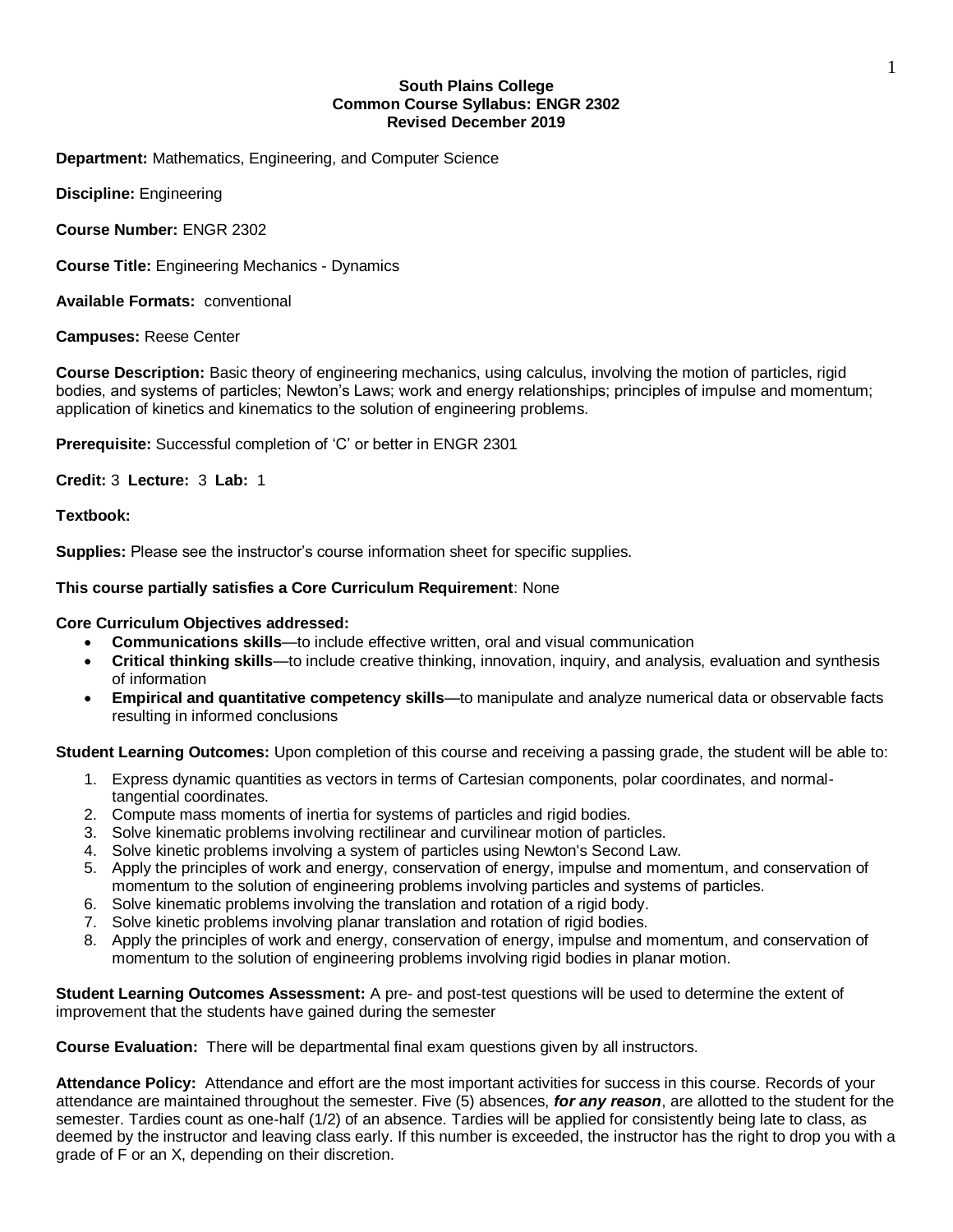**South Plains College**
**Common Course Syllabus: ENGR 2302**
**Revised December 2019**

**Department:** Mathematics, Engineering, and Computer Science

**Discipline:** Engineering

**Course Number:** ENGR 2302

**Course Title:** Engineering Mechanics - Dynamics

**Available Formats:** conventional

**Campuses:** Reese Center

**Course Description:** Basic theory of engineering mechanics, using calculus, involving the motion of particles, rigid bodies, and systems of particles; Newton's Laws; work and energy relationships; principles of impulse and momentum; application of kinetics and kinematics to the solution of engineering problems.

**Prerequisite:** Successful completion of 'C' or better in ENGR 2301

**Credit:** 3 **Lecture:** 3 **Lab:** 1

**Textbook:**

**Supplies:** Please see the instructor's course information sheet for specific supplies.

**This course partially satisfies a Core Curriculum Requirement**: None

**Core Curriculum Objectives addressed:**

- **Communications skills**—to include effective written, oral and visual communication
- **Critical thinking skills**—to include creative thinking, innovation, inquiry, and analysis, evaluation and synthesis of information
- **Empirical and quantitative competency skills**—to manipulate and analyze numerical data or observable facts resulting in informed conclusions

**Student Learning Outcomes:** Upon completion of this course and receiving a passing grade, the student will be able to:

1. Express dynamic quantities as vectors in terms of Cartesian components, polar coordinates, and normal-tangential coordinates.
2. Compute mass moments of inertia for systems of particles and rigid bodies.
3. Solve kinematic problems involving rectilinear and curvilinear motion of particles.
4. Solve kinetic problems involving a system of particles using Newton's Second Law.
5. Apply the principles of work and energy, conservation of energy, impulse and momentum, and conservation of momentum to the solution of engineering problems involving particles and systems of particles.
6. Solve kinematic problems involving the translation and rotation of a rigid body.
7. Solve kinetic problems involving planar translation and rotation of rigid bodies.
8. Apply the principles of work and energy, conservation of energy, impulse and momentum, and conservation of momentum to the solution of engineering problems involving rigid bodies in planar motion.

**Student Learning Outcomes Assessment:** A pre- and post-test questions will be used to determine the extent of improvement that the students have gained during the semester

**Course Evaluation:** There will be departmental final exam questions given by all instructors.

**Attendance Policy:** Attendance and effort are the most important activities for success in this course. Records of your attendance are maintained throughout the semester. Five (5) absences, ***for any reason***, are allotted to the student for the semester. Tardies count as one-half (1/2) of an absence. Tardies will be applied for consistently being late to class, as deemed by the instructor and leaving class early. If this number is exceeded, the instructor has the right to drop you with a grade of F or an X, depending on their discretion.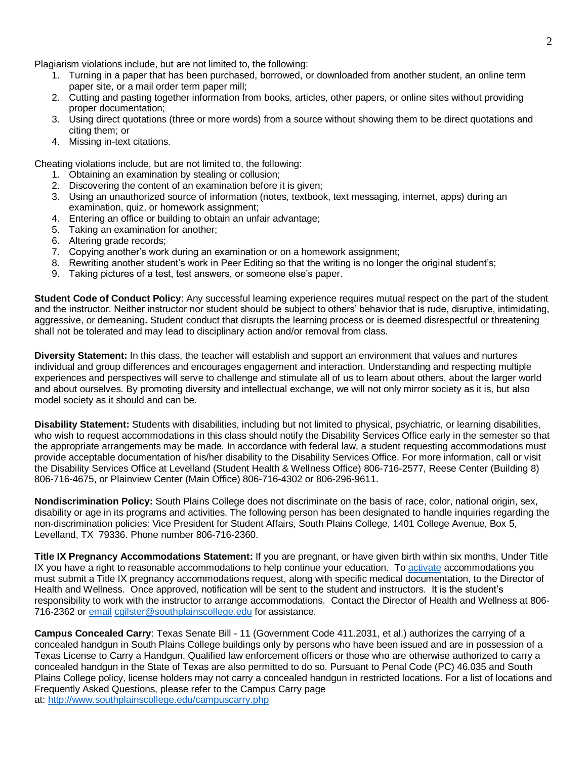Plagiarism violations include, but are not limited to, the following:

1. Turning in a paper that has been purchased, borrowed, or downloaded from another student, an online term paper site, or a mail order term paper mill;
2. Cutting and pasting together information from books, articles, other papers, or online sites without providing proper documentation;
3. Using direct quotations (three or more words) from a source without showing them to be direct quotations and citing them; or
4. Missing in-text citations.

Cheating violations include, but are not limited to, the following:

1. Obtaining an examination by stealing or collusion;
2. Discovering the content of an examination before it is given;
3. Using an unauthorized source of information (notes, textbook, text messaging, internet, apps) during an examination, quiz, or homework assignment;
4. Entering an office or building to obtain an unfair advantage;
5. Taking an examination for another;
6. Altering grade records;
7. Copying another's work during an examination or on a homework assignment;
8. Rewriting another student's work in Peer Editing so that the writing is no longer the original student's;
9. Taking pictures of a test, test answers, or someone else's paper.

**Student Code of Conduct Policy**: Any successful learning experience requires mutual respect on the part of the student and the instructor. Neither instructor nor student should be subject to others' behavior that is rude, disruptive, intimidating, aggressive, or demeaning**.** Student conduct that disrupts the learning process or is deemed disrespectful or threatening shall not be tolerated and may lead to disciplinary action and/or removal from class.

**Diversity Statement:** In this class, the teacher will establish and support an environment that values and nurtures individual and group differences and encourages engagement and interaction. Understanding and respecting multiple experiences and perspectives will serve to challenge and stimulate all of us to learn about others, about the larger world and about ourselves. By promoting diversity and intellectual exchange, we will not only mirror society as it is, but also model society as it should and can be.

**Disability Statement:** Students with disabilities, including but not limited to physical, psychiatric, or learning disabilities, who wish to request accommodations in this class should notify the Disability Services Office early in the semester so that the appropriate arrangements may be made. In accordance with federal law, a student requesting accommodations must provide acceptable documentation of his/her disability to the Disability Services Office. For more information, call or visit the Disability Services Office at Levelland (Student Health & Wellness Office) 806-716-2577, Reese Center (Building 8) 806-716-4675, or Plainview Center (Main Office) 806-716-4302 or 806-296-9611.

**Nondiscrimination Policy:** South Plains College does not discriminate on the basis of race, color, national origin, sex, disability or age in its programs and activities. The following person has been designated to handle inquiries regarding the non-discrimination policies: Vice President for Student Affairs, South Plains College, 1401 College Avenue, Box 5, Levelland, TX 79336. Phone number 806-716-2360.

**Title IX Pregnancy Accommodations Statement:** If you are pregnant, or have given birth within six months, Under Title IX you have a right to reasonable accommodations to help continue your education. To activate accommodations you must submit a Title IX pregnancy accommodations request, along with specific medical documentation, to the Director of Health and Wellness. Once approved, notification will be sent to the student and instructors. It is the student's responsibility to work with the instructor to arrange accommodations. Contact the Director of Health and Wellness at 806-716-2362 or email cgilster@southplainscollege.edu for assistance.

**Campus Concealed Carry**: Texas Senate Bill - 11 (Government Code 411.2031, et al.) authorizes the carrying of a concealed handgun in South Plains College buildings only by persons who have been issued and are in possession of a Texas License to Carry a Handgun. Qualified law enforcement officers or those who are otherwise authorized to carry a concealed handgun in the State of Texas are also permitted to do so. Pursuant to Penal Code (PC) 46.035 and South Plains College policy, license holders may not carry a concealed handgun in restricted locations. For a list of locations and Frequently Asked Questions, please refer to the Campus Carry page at: http://www.southplainscollege.edu/campuscarry.php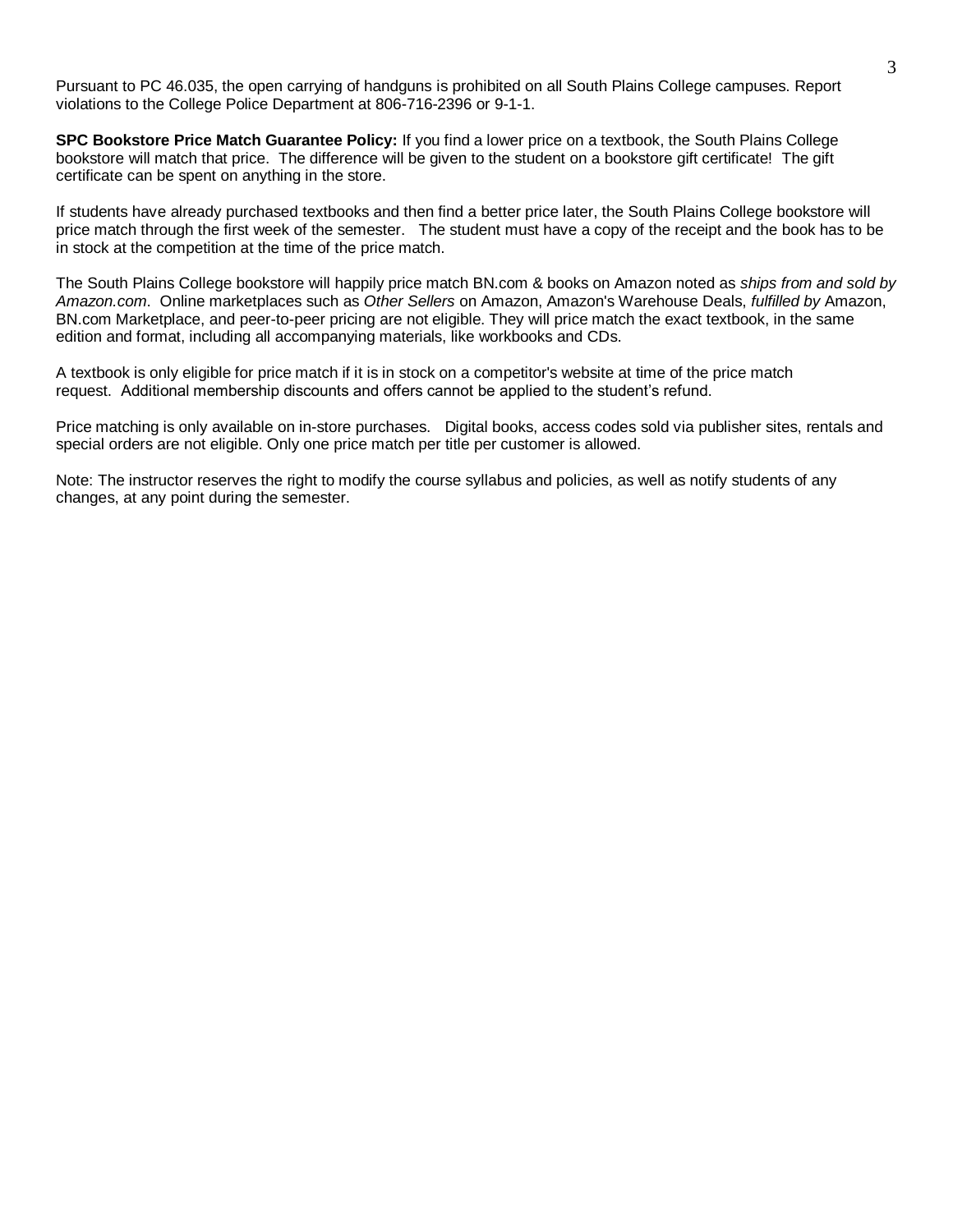Pursuant to PC 46.035, the open carrying of handguns is prohibited on all South Plains College campuses. Report violations to the College Police Department at 806-716-2396 or 9-1-1.

**SPC Bookstore Price Match Guarantee Policy:** If you find a lower price on a textbook, the South Plains College bookstore will match that price. The difference will be given to the student on a bookstore gift certificate! The gift certificate can be spent on anything in the store.

If students have already purchased textbooks and then find a better price later, the South Plains College bookstore will price match through the first week of the semester. The student must have a copy of the receipt and the book has to be in stock at the competition at the time of the price match.

The South Plains College bookstore will happily price match BN.com & books on Amazon noted as *ships from and sold by Amazon.com*. Online marketplaces such as *Other Sellers* on Amazon, Amazon's Warehouse Deals, *fulfilled by* Amazon, BN.com Marketplace, and peer-to-peer pricing are not eligible. They will price match the exact textbook, in the same edition and format, including all accompanying materials, like workbooks and CDs.

A textbook is only eligible for price match if it is in stock on a competitor's website at time of the price match request. Additional membership discounts and offers cannot be applied to the student's refund.

Price matching is only available on in-store purchases. Digital books, access codes sold via publisher sites, rentals and special orders are not eligible. Only one price match per title per customer is allowed.

Note: The instructor reserves the right to modify the course syllabus and policies, as well as notify students of any changes, at any point during the semester.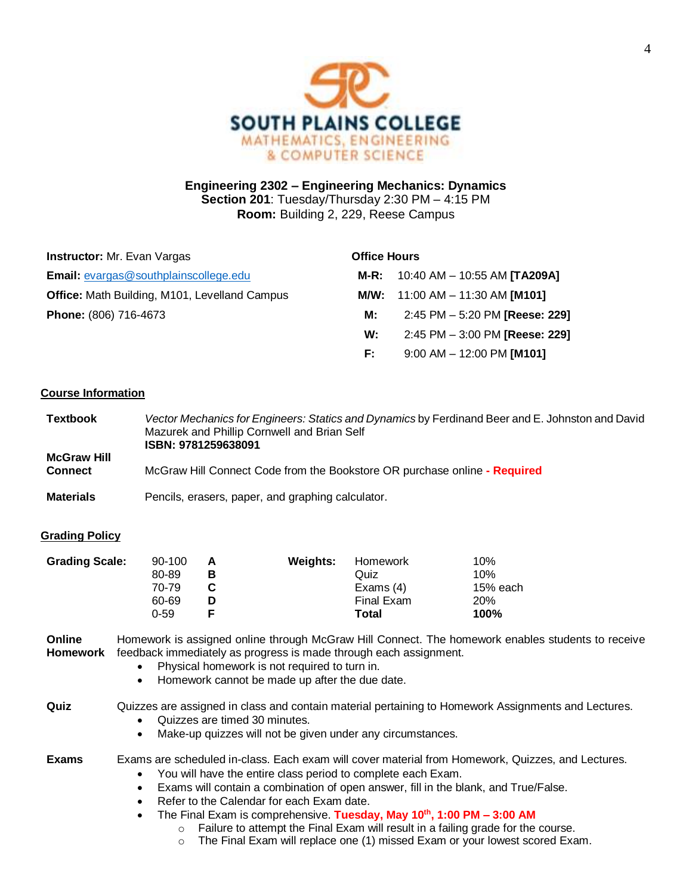**SOUTH PLAINS COLLEGE**
MATHEMATICS, ENGINEERING & COMPUTER SCIENCE

**Engineering 2302 – Engineering Mechanics: Dynamics**
**Section 201**: Tuesday/Thursday 2:30 PM – 4:15 PM
**Room:** Building 2, 229, Reese Campus

**Instructor:** Mr. Evan Vargas
**Email:** evargas@southplainscollege.edu
**Office:** Math Building, M101, Levelland Campus
**Phone:** (806) 716-4673

**Office Hours**

| | |
|---|---|
| **M-R:** | 10:40 AM – 10:55 AM **[TA209A]** |
| **M/W:** | 11:00 AM – 11:30 AM **[M101]** |
| **M:** | 2:45 PM – 5:20 PM **[Reese: 229]** |
| **W:** | 2:45 PM – 3:00 PM **[Reese: 229]** |
| **F:** | 9:00 AM – 12:00 PM **[M101]** |

## Course Information

**Textbook** — *Vector Mechanics for Engineers: Statics and Dynamics* by Ferdinand Beer and E. Johnston and David Mazurek and Phillip Cornwell and Brian Self
**ISBN: 9781259638091**

**McGraw Hill Connect** — McGraw Hill Connect Code from the Bookstore OR purchase online **- Required**

**Materials** — Pencils, erasers, paper, and graphing calculator.

## Grading Policy

**Grading Scale:**

| | |
|---|---|
| 90-100 | **A** |
| 80-89 | **B** |
| 70-79 | **C** |
| 60-69 | **D** |
| 0-59 | **F** |

**Weights:**

| | |
|---|---|
| Homework | 10% |
| Quiz | 10% |
| Exams (4) | 15% each |
| Final Exam | 20% |
| **Total** | **100%** |

**Online Homework** — Homework is assigned online through McGraw Hill Connect. The homework enables students to receive feedback immediately as progress is made through each assignment.

- Physical homework is not required to turn in.
- Homework cannot be made up after the due date.

**Quiz** — Quizzes are assigned in class and contain material pertaining to Homework Assignments and Lectures.

- Quizzes are timed 30 minutes.
- Make-up quizzes will not be given under any circumstances.

**Exams** — Exams are scheduled in-class. Each exam will cover material from Homework, Quizzes, and Lectures.

- You will have the entire class period to complete each Exam.
- Exams will contain a combination of open answer, fill in the blank, and True/False.
- Refer to the Calendar for each Exam date.
- The Final Exam is comprehensive. **Tuesday, May 10th, 1:00 PM – 3:00 AM**
  - Failure to attempt the Final Exam will result in a failing grade for the course.
  - The Final Exam will replace one (1) missed Exam or your lowest scored Exam.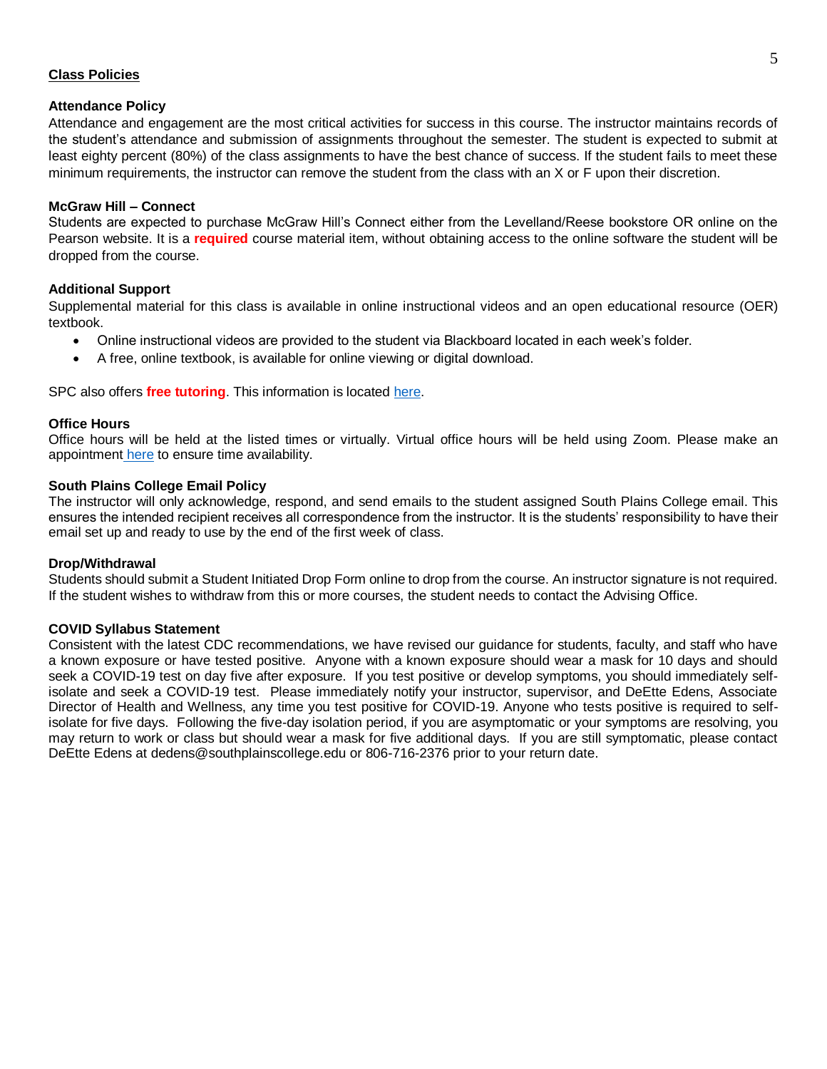## Class Policies

### Attendance Policy

Attendance and engagement are the most critical activities for success in this course. The instructor maintains records of the student's attendance and submission of assignments throughout the semester. The student is expected to submit at least eighty percent (80%) of the class assignments to have the best chance of success. If the student fails to meet these minimum requirements, the instructor can remove the student from the class with an X or F upon their discretion.

### McGraw Hill – Connect

Students are expected to purchase McGraw Hill's Connect either from the Levelland/Reese bookstore OR online on the Pearson website. It is a **required** course material item, without obtaining access to the online software the student will be dropped from the course.

### Additional Support

Supplemental material for this class is available in online instructional videos and an open educational resource (OER) textbook.

- Online instructional videos are provided to the student via Blackboard located in each week's folder.
- A free, online textbook, is available for online viewing or digital download.

SPC also offers **free tutoring**. This information is located here.

### Office Hours

Office hours will be held at the listed times or virtually. Virtual office hours will be held using Zoom. Please make an appointment here to ensure time availability.

### South Plains College Email Policy

The instructor will only acknowledge, respond, and send emails to the student assigned South Plains College email. This ensures the intended recipient receives all correspondence from the instructor. It is the students' responsibility to have their email set up and ready to use by the end of the first week of class.

### Drop/Withdrawal

Students should submit a Student Initiated Drop Form online to drop from the course. An instructor signature is not required. If the student wishes to withdraw from this or more courses, the student needs to contact the Advising Office.

### COVID Syllabus Statement

Consistent with the latest CDC recommendations, we have revised our guidance for students, faculty, and staff who have a known exposure or have tested positive. Anyone with a known exposure should wear a mask for 10 days and should seek a COVID-19 test on day five after exposure. If you test positive or develop symptoms, you should immediately self-isolate and seek a COVID-19 test. Please immediately notify your instructor, supervisor, and DeEtte Edens, Associate Director of Health and Wellness, any time you test positive for COVID-19. Anyone who tests positive is required to self-isolate for five days. Following the five-day isolation period, if you are asymptomatic or your symptoms are resolving, you may return to work or class but should wear a mask for five additional days. If you are still symptomatic, please contact DeEtte Edens at dedens@southplainscollege.edu or 806-716-2376 prior to your return date.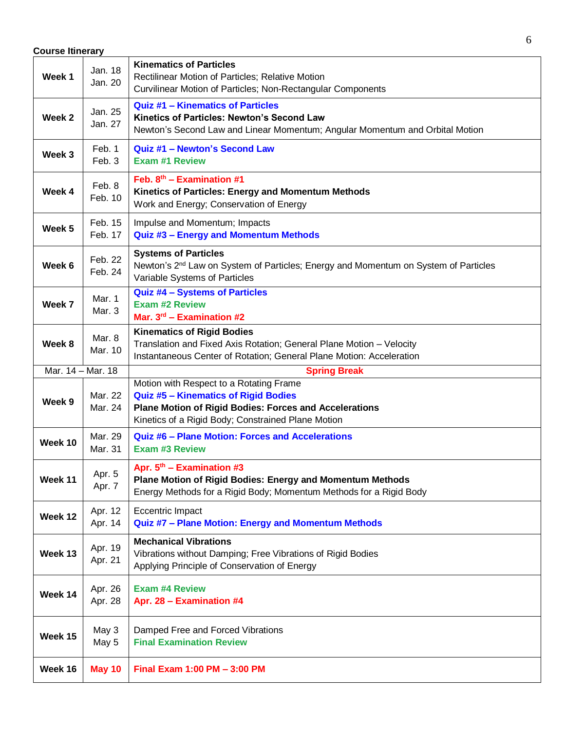**Course Itinerary**

| | | |
|---|---|---|
| **Week 1** | Jan. 18<br>Jan. 20 | **Kinematics of Particles**<br>Rectilinear Motion of Particles; Relative Motion<br>Curvilinear Motion of Particles; Non-Rectangular Components |
| **Week 2** | Jan. 25<br>Jan. 27 | **Quiz #1 – Kinematics of Particles**<br>**Kinetics of Particles: Newton's Second Law**<br>Newton's Second Law and Linear Momentum; Angular Momentum and Orbital Motion |
| **Week 3** | Feb. 1<br>Feb. 3 | **Quiz #1 – Newton's Second Law**<br>**Exam #1 Review** |
| **Week 4** | Feb. 8<br>Feb. 10 | **Feb. 8th – Examination #1**<br>**Kinetics of Particles: Energy and Momentum Methods**<br>Work and Energy; Conservation of Energy |
| **Week 5** | Feb. 15<br>Feb. 17 | Impulse and Momentum; Impacts<br>**Quiz #3 – Energy and Momentum Methods** |
| **Week 6** | Feb. 22<br>Feb. 24 | **Systems of Particles**<br>Newton's 2nd Law on System of Particles; Energy and Momentum on System of Particles<br>Variable Systems of Particles |
| **Week 7** | Mar. 1<br>Mar. 3 | **Quiz #4 – Systems of Particles**<br>**Exam #2 Review**<br>**Mar. 3rd – Examination #2** |
| **Week 8** | Mar. 8<br>Mar. 10 | **Kinematics of Rigid Bodies**<br>Translation and Fixed Axis Rotation; General Plane Motion – Velocity<br>Instantaneous Center of Rotation; General Plane Motion: Acceleration |
| Mar. 14 – Mar. 18 | | **Spring Break** |
| **Week 9** | Mar. 22<br>Mar. 24 | Motion with Respect to a Rotating Frame<br>**Quiz #5 – Kinematics of Rigid Bodies**<br>**Plane Motion of Rigid Bodies: Forces and Accelerations**<br>Kinetics of a Rigid Body; Constrained Plane Motion |
| **Week 10** | Mar. 29<br>Mar. 31 | **Quiz #6 – Plane Motion: Forces and Accelerations**<br>**Exam #3 Review** |
| **Week 11** | Apr. 5<br>Apr. 7 | **Apr. 5th – Examination #3**<br>**Plane Motion of Rigid Bodies: Energy and Momentum Methods**<br>Energy Methods for a Rigid Body; Momentum Methods for a Rigid Body |
| **Week 12** | Apr. 12<br>Apr. 14 | Eccentric Impact<br>**Quiz #7 – Plane Motion: Energy and Momentum Methods** |
| **Week 13** | Apr. 19<br>Apr. 21 | **Mechanical Vibrations**<br>Vibrations without Damping; Free Vibrations of Rigid Bodies<br>Applying Principle of Conservation of Energy |
| **Week 14** | Apr. 26<br>Apr. 28 | **Exam #4 Review**<br>**Apr. 28 – Examination #4** |
| **Week 15** | May 3<br>May 5 | Damped Free and Forced Vibrations<br>**Final Examination Review** |
| **Week 16** | **May 10** | **Final Exam 1:00 PM – 3:00 PM** |